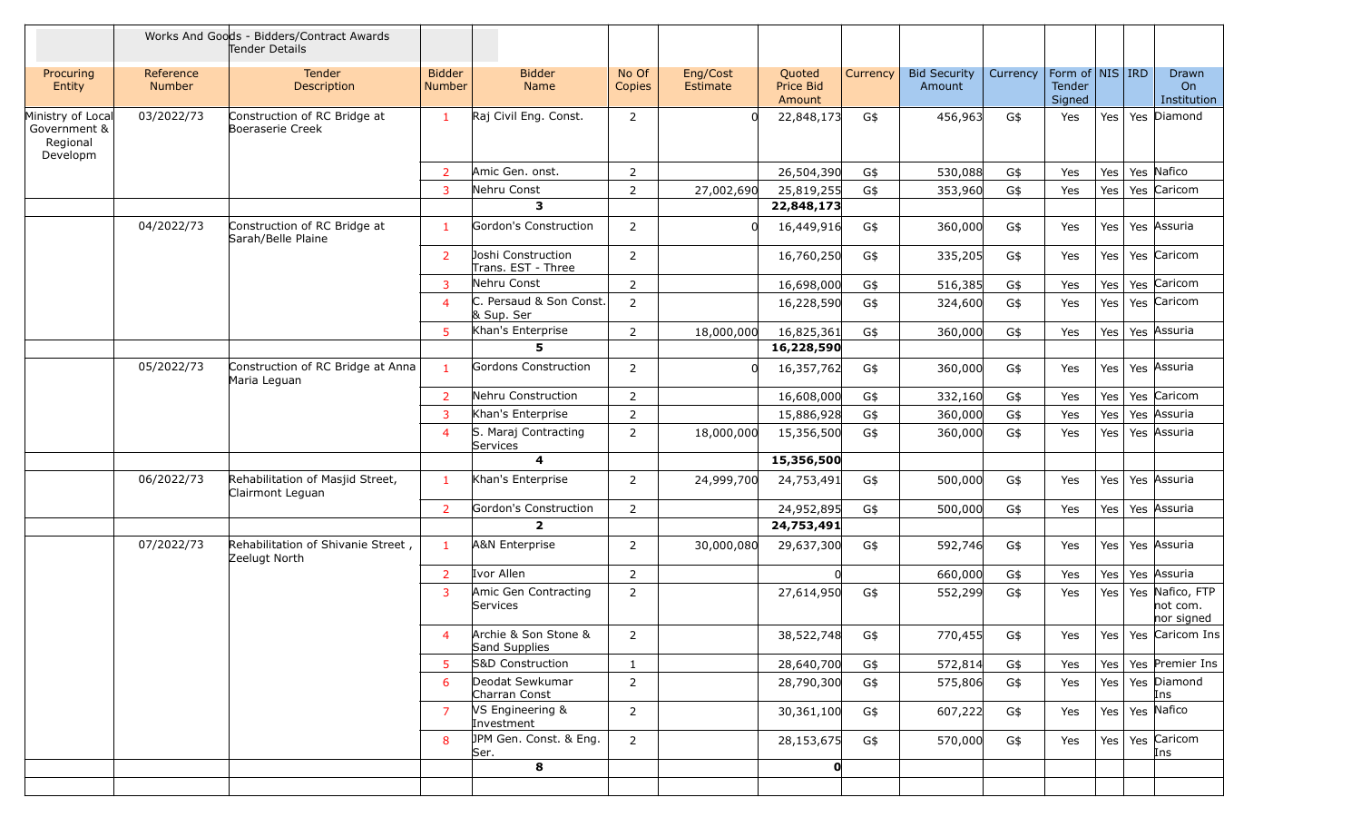| | | Works And Goods - Bidders/Contract Awards Tender Details | | | | | | | | | | | | |
|---|---|---|---|---|---|---|---|---|---|---|---|---|---|---|
| Procuring Entity | Reference Number | Tender Description | Bidder Number | Bidder Name | No Of Copies | Eng/Cost Estimate | Quoted Price Bid Amount | Currency | Bid Security Amount | Currency | Form of Tender Signed | NIS | IRD | Drawn On Institution |
| Ministry of Local Government & Regional Developm | 03/2022/73 | Construction of RC Bridge at Boeraserie Creek | 1 | Raj Civil Eng. Const. | 2 | 0 | 22,848,173 | G$ | 456,963 | G$ | Yes | Yes | Yes | Diamond |
| | | | 2 | Amic Gen. onst. | 2 | | 26,504,390 | G$ | 530,088 | G$ | Yes | Yes | Yes | Nafico |
| | | | 3 | Nehru Const | 2 | 27,002,690 | 25,819,255 | G$ | 353,960 | G$ | Yes | Yes | Yes | Caricom |
| | | | | **3** | | | **22,848,173** | | | | | | | |
| | 04/2022/73 | Construction of RC Bridge at Sarah/Belle Plaine | 1 | Gordon's Construction | 2 | 0 | 16,449,916 | G$ | 360,000 | G$ | Yes | Yes | Yes | Assuria |
| | | | 2 | Joshi Construction Trans. EST - Three | 2 | | 16,760,250 | G$ | 335,205 | G$ | Yes | Yes | Yes | Caricom |
| | | | 3 | Nehru Const | 2 | | 16,698,000 | G$ | 516,385 | G$ | Yes | Yes | Yes | Caricom |
| | | | 4 | C. Persaud & Son Const. & Sup. Ser | 2 | | 16,228,590 | G$ | 324,600 | G$ | Yes | Yes | Yes | Caricom |
| | | | 5 | Khan's Enterprise | 2 | 18,000,000 | 16,825,361 | G$ | 360,000 | G$ | Yes | Yes | Yes | Assuria |
| | | | | **5** | | | **16,228,590** | | | | | | | |
| | 05/2022/73 | Construction of RC Bridge at Anna Maria Leguan | 1 | Gordons Construction | 2 | 0 | 16,357,762 | G$ | 360,000 | G$ | Yes | Yes | Yes | Assuria |
| | | | 2 | Nehru Construction | 2 | | 16,608,000 | G$ | 332,160 | G$ | Yes | Yes | Yes | Caricom |
| | | | 3 | Khan's Enterprise | 2 | | 15,886,928 | G$ | 360,000 | G$ | Yes | Yes | Yes | Assuria |
| | | | 4 | S. Maraj Contracting Services | 2 | 18,000,000 | 15,356,500 | G$ | 360,000 | G$ | Yes | Yes | Yes | Assuria |
| | | | | **4** | | | **15,356,500** | | | | | | | |
| | 06/2022/73 | Rehabilitation of Masjid Street, Clairmont Leguan | 1 | Khan's Enterprise | 2 | 24,999,700 | 24,753,491 | G$ | 500,000 | G$ | Yes | Yes | Yes | Assuria |
| | | | 2 | Gordon's Construction | 2 | | 24,952,895 | G$ | 500,000 | G$ | Yes | Yes | Yes | Assuria |
| | | | | **2** | | | **24,753,491** | | | | | | | |
| | 07/2022/73 | Rehabilitation of Shivanie Street , Zeelugt North | 1 | A&N Enterprise | 2 | 30,000,080 | 29,637,300 | G$ | 592,746 | G$ | Yes | Yes | Yes | Assuria |
| | | | 2 | Ivor Allen | 2 | | 0 | | 660,000 | G$ | Yes | Yes | Yes | Assuria |
| | | | 3 | Amic Gen Contracting Services | 2 | | 27,614,950 | G$ | 552,299 | G$ | Yes | Yes | Yes | Nafico, FTP not com. nor signed |
| | | | 4 | Archie & Son Stone & Sand Supplies | 2 | | 38,522,748 | G$ | 770,455 | G$ | Yes | Yes | Yes | Caricom Ins |
| | | | 5 | S&D Construction | 1 | | 28,640,700 | G$ | 572,814 | G$ | Yes | Yes | Yes | Premier Ins |
| | | | 6 | Deodat Sewkumar Charran Const | 2 | | 28,790,300 | G$ | 575,806 | G$ | Yes | Yes | Yes | Diamond Ins |
| | | | 7 | VS Engineering & Investment | 2 | | 30,361,100 | G$ | 607,222 | G$ | Yes | Yes | Yes | Nafico |
| | | | 8 | JPM Gen. Const. & Eng. Ser. | 2 | | 28,153,675 | G$ | 570,000 | G$ | Yes | Yes | Yes | Caricom Ins |
| | | | | **8** | | | **0** | | | | | | | |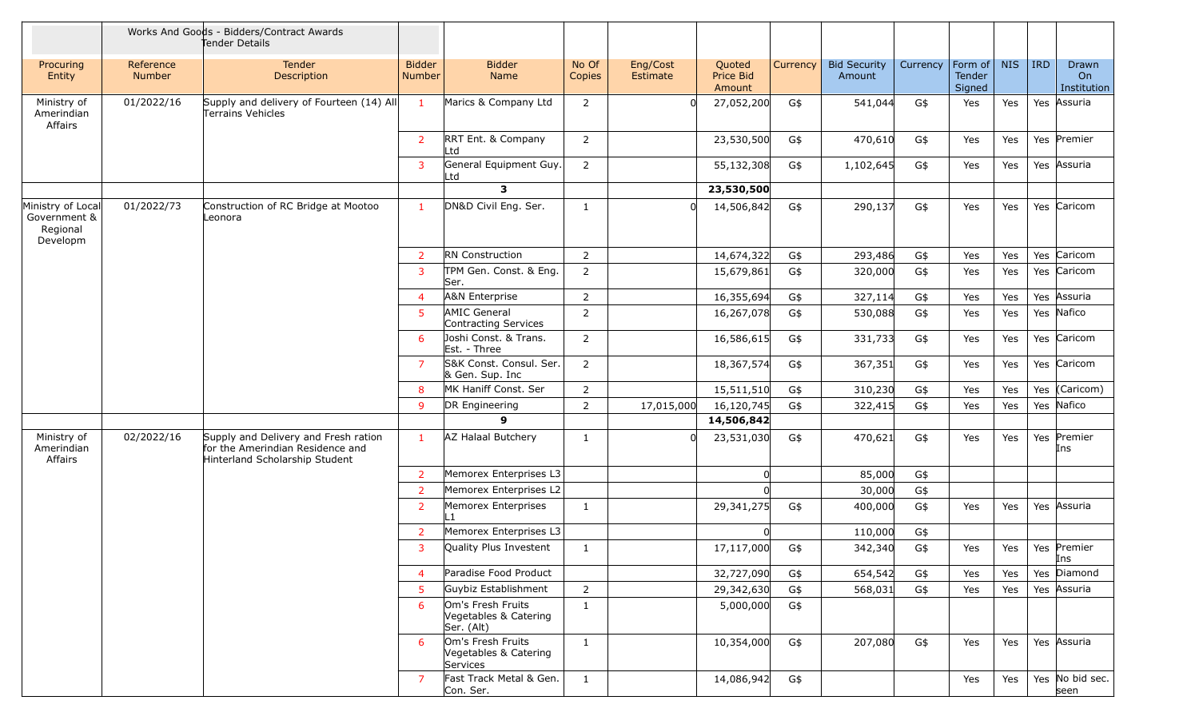| | | Works And Goods - Bidders/Contract Awards Tender Details | | | | | | | | | | | | |
|---|---|---|---|---|---|---|---|---|---|---|---|---|---|---|
| Procuring Entity | Reference Number | Tender Description | Bidder Number | Bidder Name | No Of Copies | Eng/Cost Estimate | Quoted Price Bid Amount | Currency | Bid Security Amount | Currency | Form of Tender Signed | NIS | IRD | Drawn On Institution |
| Ministry of Amerindian Affairs | 01/2022/16 | Supply and delivery of Fourteen (14) All Terrains Vehicles | 1 | Marics & Company Ltd | 2 | 0 | 27,052,200 | G$ | 541,044 | G$ | Yes | Yes | Yes | Assuria |
| | | | 2 | RRT Ent. & Company Ltd | 2 | | 23,530,500 | G$ | 470,610 | G$ | Yes | Yes | Yes | Premier |
| | | | 3 | General Equipment Guy. Ltd | 2 | | 55,132,308 | G$ | 1,102,645 | G$ | Yes | Yes | Yes | Assuria |
| | | | | **3** | | | **23,530,500** | | | | | | | |
| Ministry of Local Government & Regional Developm | 01/2022/73 | Construction of RC Bridge at Mootoo Leonora | 1 | DN&D Civil Eng. Ser. | 1 | 0 | 14,506,842 | G$ | 290,137 | G$ | Yes | Yes | Yes | Caricom |
| | | | 2 | RN Construction | 2 | | 14,674,322 | G$ | 293,486 | G$ | Yes | Yes | Yes | Caricom |
| | | | 3 | TPM Gen. Const. & Eng. Ser. | 2 | | 15,679,861 | G$ | 320,000 | G$ | Yes | Yes | Yes | Caricom |
| | | | 4 | A&N Enterprise | 2 | | 16,355,694 | G$ | 327,114 | G$ | Yes | Yes | Yes | Assuria |
| | | | 5 | AMIC General Contracting Services | 2 | | 16,267,078 | G$ | 530,088 | G$ | Yes | Yes | Yes | Nafico |
| | | | 6 | Joshi Const. & Trans. Est. - Three | 2 | | 16,586,615 | G$ | 331,733 | G$ | Yes | Yes | Yes | Caricom |
| | | | 7 | S&K Const. Consul. Ser. & Gen. Sup. Inc | 2 | | 18,367,574 | G$ | 367,351 | G$ | Yes | Yes | Yes | Caricom |
| | | | 8 | MK Haniff Const. Ser | 2 | | 15,511,510 | G$ | 310,230 | G$ | Yes | Yes | Yes | (Caricom) |
| | | | 9 | DR Engineering | 2 | 17,015,000 | 16,120,745 | G$ | 322,415 | G$ | Yes | Yes | Yes | Nafico |
| | | | | **9** | | | **14,506,842** | | | | | | | |
| Ministry of Amerindian Affairs | 02/2022/16 | Supply and Delivery and Fresh ration for the Amerindian Residence and Hinterland Scholarship Student | 1 | AZ Halaal Butchery | 1 | 0 | 23,531,030 | G$ | 470,621 | G$ | Yes | Yes | Yes | Premier Ins |
| | | | 2 | Memorex Enterprises L3 | | | 0 | | 85,000 | G$ | | | | |
| | | | 2 | Memorex Enterprises L2 | | | 0 | | 30,000 | G$ | | | | |
| | | | 2 | Memorex Enterprises L1 | 1 | | 29,341,275 | G$ | 400,000 | G$ | Yes | Yes | Yes | Assuria |
| | | | 2 | Memorex Enterprises L3 | | | 0 | | 110,000 | G$ | | | | |
| | | | 3 | Quality Plus Investent | 1 | | 17,117,000 | G$ | 342,340 | G$ | Yes | Yes | Yes | Premier Ins |
| | | | 4 | Paradise Food Product | | | 32,727,090 | G$ | 654,542 | G$ | Yes | Yes | Yes | Diamond |
| | | | 5 | Guybiz Establishment | 2 | | 29,342,630 | G$ | 568,031 | G$ | Yes | Yes | Yes | Assuria |
| | | | 6 | Om's Fresh Fruits Vegetables & Catering Ser. (Alt) | 1 | | 5,000,000 | G$ | | | | | | |
| | | | 6 | Om's Fresh Fruits Vegetables & Catering Services | 1 | | 10,354,000 | G$ | 207,080 | G$ | Yes | Yes | Yes | Assuria |
| | | | 7 | Fast Track Metal & Gen. Con. Ser. | 1 | | 14,086,942 | G$ | | | Yes | Yes | Yes | No bid sec. seen |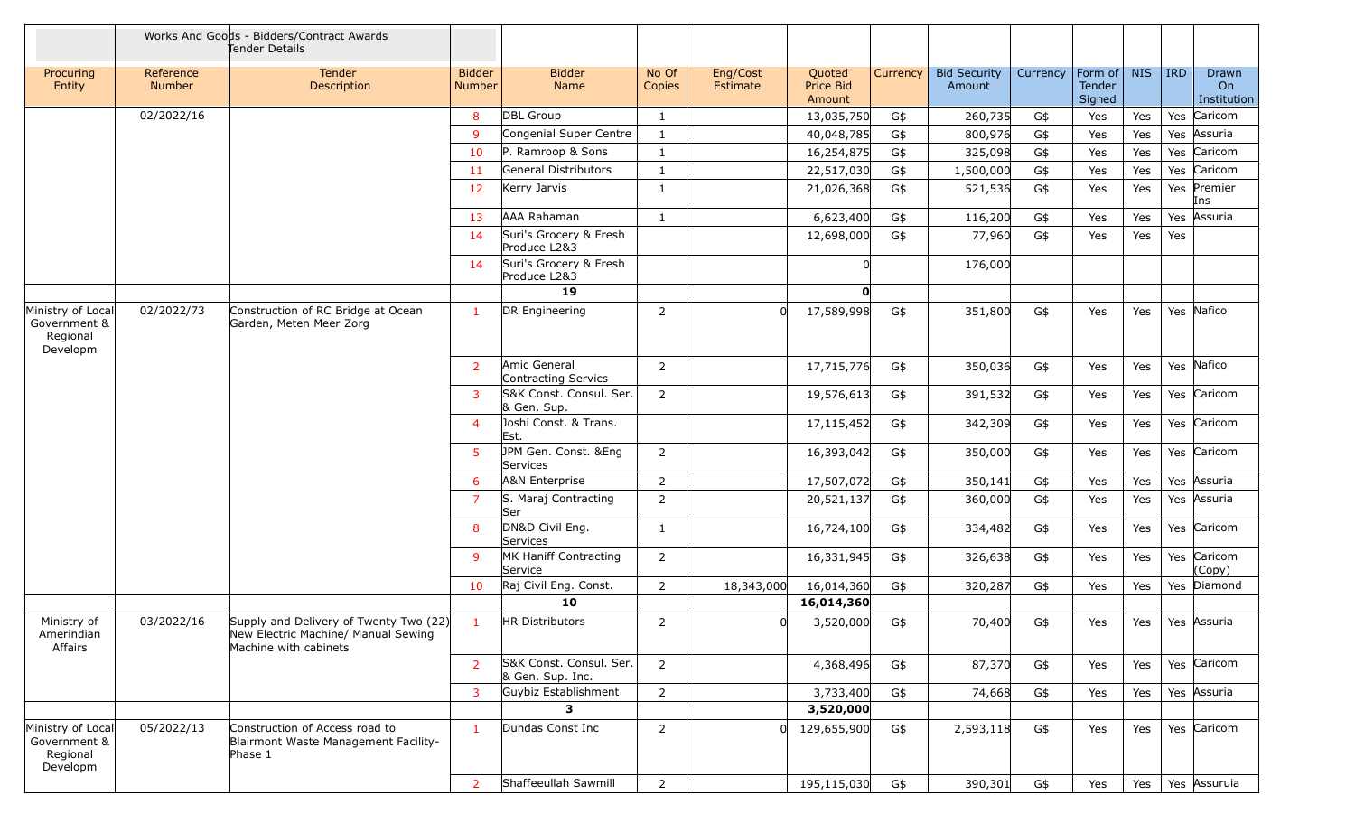| | Works And Goods - Bidders/Contract Awards Tender Details | | | | | | | | | | | | | |
|---|---|---|---|---|---|---|---|---|---|---|---|---|---|---|
| Procuring Entity | Reference Number | Tender Description | Bidder Number | Bidder Name | No Of Copies | Eng/Cost Estimate | Quoted Price Bid Amount | Currency | Bid Security Amount | Currency | Form of Tender Signed | NIS | IRD | Drawn On Institution |
| | 02/2022/16 | | 8 | DBL Group | 1 | | 13,035,750 | G$ | 260,735 | G$ | Yes | Yes | Yes | Caricom |
| | | | 9 | Congenial Super Centre | 1 | | 40,048,785 | G$ | 800,976 | G$ | Yes | Yes | Yes | Assuria |
| | | | 10 | P. Ramroop & Sons | 1 | | 16,254,875 | G$ | 325,098 | G$ | Yes | Yes | Yes | Caricom |
| | | | 11 | General Distributors | 1 | | 22,517,030 | G$ | 1,500,000 | G$ | Yes | Yes | Yes | Caricom |
| | | | 12 | Kerry Jarvis | 1 | | 21,026,368 | G$ | 521,536 | G$ | Yes | Yes | Yes | Premier Ins |
| | | | 13 | AAA Rahaman | 1 | | 6,623,400 | G$ | 116,200 | G$ | Yes | Yes | Yes | Assuria |
| | | | 14 | Suri's Grocery & Fresh Produce L2&3 | | | 12,698,000 | G$ | 77,960 | G$ | Yes | Yes | Yes | |
| | | | 14 | Suri's Grocery & Fresh Produce L2&3 | | | 0 | | 176,000 | | | | | |
| | | | | **19** | | | **0** | | | | | | | |
| Ministry of Local Government & Regional Developm | 02/2022/73 | Construction of RC Bridge at Ocean Garden, Meten Meer Zorg | 1 | DR Engineering | 2 | 0 | 17,589,998 | G$ | 351,800 | G$ | Yes | Yes | Yes | Nafico |
| | | | 2 | Amic General Contracting Servics | 2 | | 17,715,776 | G$ | 350,036 | G$ | Yes | Yes | Yes | Nafico |
| | | | 3 | S&K Const. Consul. Ser. & Gen. Sup. | 2 | | 19,576,613 | G$ | 391,532 | G$ | Yes | Yes | Yes | Caricom |
| | | | 4 | Joshi Const. & Trans. Est. | | | 17,115,452 | G$ | 342,309 | G$ | Yes | Yes | Yes | Caricom |
| | | | 5 | JPM Gen. Const. &Eng Services | 2 | | 16,393,042 | G$ | 350,000 | G$ | Yes | Yes | Yes | Caricom |
| | | | 6 | A&N Enterprise | 2 | | 17,507,072 | G$ | 350,141 | G$ | Yes | Yes | Yes | Assuria |
| | | | 7 | S. Maraj Contracting Ser | 2 | | 20,521,137 | G$ | 360,000 | G$ | Yes | Yes | Yes | Assuria |
| | | | 8 | DN&D Civil Eng. Services | 1 | | 16,724,100 | G$ | 334,482 | G$ | Yes | Yes | Yes | Caricom |
| | | | 9 | MK Haniff Contracting Service | 2 | | 16,331,945 | G$ | 326,638 | G$ | Yes | Yes | Yes | Caricom (Copy) |
| | | | 10 | Raj Civil Eng. Const. | 2 | 18,343,000 | 16,014,360 | G$ | 320,287 | G$ | Yes | Yes | Yes | Diamond |
| | | | | **10** | | | **16,014,360** | | | | | | | |
| Ministry of Amerindian Affairs | 03/2022/16 | Supply and Delivery of Twenty Two (22) New Electric Machine/ Manual Sewing Machine with cabinets | 1 | HR Distributors | 2 | 0 | 3,520,000 | G$ | 70,400 | G$ | Yes | Yes | Yes | Assuria |
| | | | 2 | S&K Const. Consul. Ser. & Gen. Sup. Inc. | 2 | | 4,368,496 | G$ | 87,370 | G$ | Yes | Yes | Yes | Caricom |
| | | | 3 | Guybiz Establishment | 2 | | 3,733,400 | G$ | 74,668 | G$ | Yes | Yes | Yes | Assuria |
| | | | | **3** | | | **3,520,000** | | | | | | | |
| Ministry of Local Government & Regional Developm | 05/2022/13 | Construction of Access road to Blairmont Waste Management Facility-Phase 1 | 1 | Dundas Const Inc | 2 | 0 | 129,655,900 | G$ | 2,593,118 | G$ | Yes | Yes | Yes | Caricom |
| | | | 2 | Shaffeeullah Sawmill | 2 | | 195,115,030 | G$ | 390,301 | G$ | Yes | Yes | Yes | Assuruia |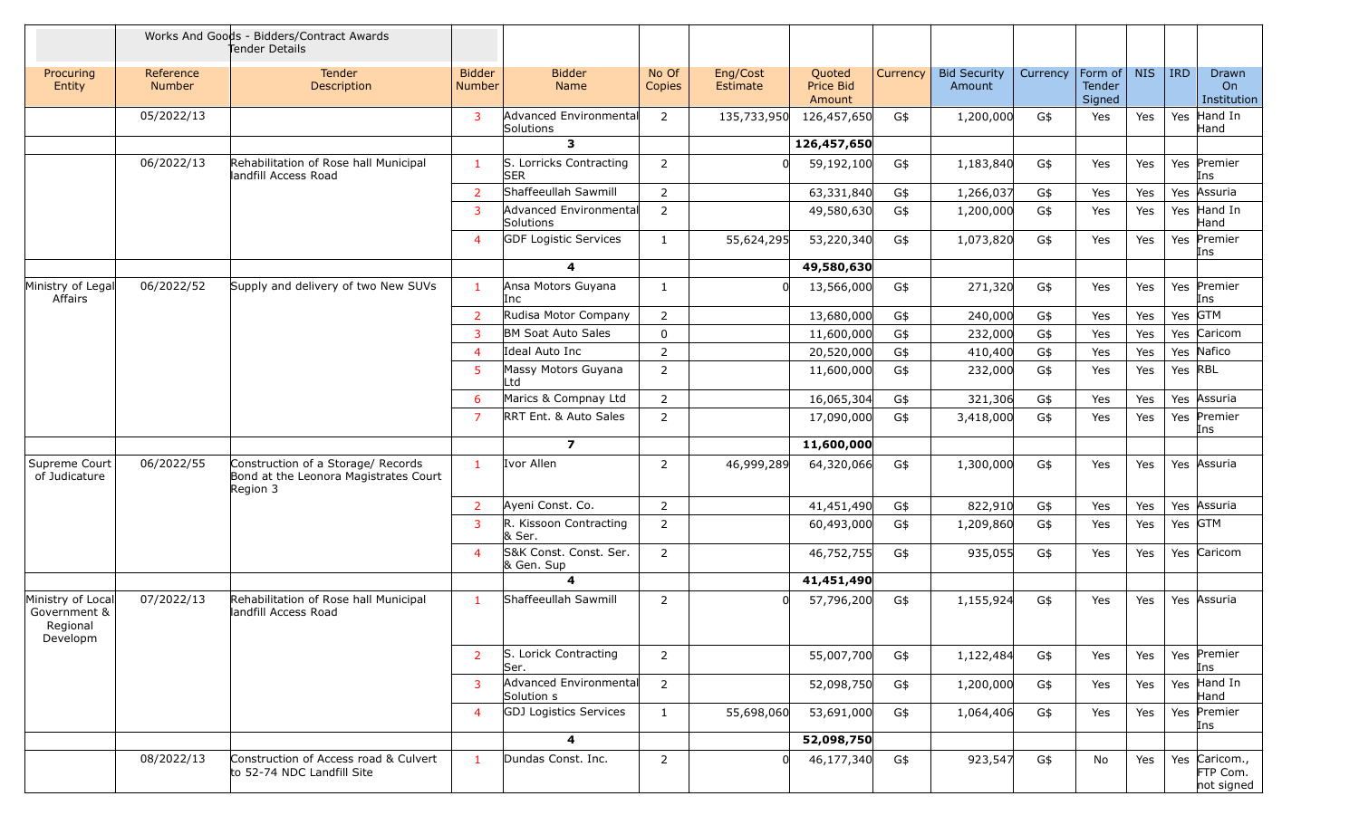| | Works And Goods - Bidders/Contract Awards Tender Details | | | | | | | | | | | | | | |
|---|---|---|---|---|---|---|---|---|---|---|---|---|---|---|---|
| Procuring Entity | Reference Number | Tender Description | Bidder Number | Bidder Name | No Of Copies | Eng/Cost Estimate | Quoted Price Bid Amount | Currency | Bid Security Amount | Currency | Form of Tender Signed | NIS | IRD | Drawn On Institution |
| | 05/2022/13 | | 3 | Advanced Environmental Solutions | 2 | 135,733,950 | 126,457,650 | G$ | 1,200,000 | G$ | Yes | Yes | Yes | Hand In Hand |
| | | | | **3** | | | **126,457,650** | | | | | | | |
| | 06/2022/13 | Rehabilitation of Rose hall Municipal landfill Access Road | 1 | S. Lorricks Contracting SER | 2 | 0 | 59,192,100 | G$ | 1,183,840 | G$ | Yes | Yes | Yes | Premier Ins |
| | | | 2 | Shaffeeullah Sawmill | 2 | | 63,331,840 | G$ | 1,266,037 | G$ | Yes | Yes | Yes | Assuria |
| | | | 3 | Advanced Environmental Solutions | 2 | | 49,580,630 | G$ | 1,200,000 | G$ | Yes | Yes | Yes | Hand In Hand |
| | | | 4 | GDF Logistic Services | 1 | 55,624,295 | 53,220,340 | G$ | 1,073,820 | G$ | Yes | Yes | Yes | Premier Ins |
| | | | | **4** | | | **49,580,630** | | | | | | | |
| Ministry of Legal Affairs | 06/2022/52 | Supply and delivery of two New SUVs | 1 | Ansa Motors Guyana Inc | 1 | 0 | 13,566,000 | G$ | 271,320 | G$ | Yes | Yes | Yes | Premier Ins |
| | | | 2 | Rudisa Motor Company | 2 | | 13,680,000 | G$ | 240,000 | G$ | Yes | Yes | Yes | GTM |
| | | | 3 | BM Soat Auto Sales | 0 | | 11,600,000 | G$ | 232,000 | G$ | Yes | Yes | Yes | Caricom |
| | | | 4 | Ideal Auto Inc | 2 | | 20,520,000 | G$ | 410,400 | G$ | Yes | Yes | Yes | Nafico |
| | | | 5 | Massy Motors Guyana Ltd | 2 | | 11,600,000 | G$ | 232,000 | G$ | Yes | Yes | Yes | RBL |
| | | | 6 | Marics & Compnay Ltd | 2 | | 16,065,304 | G$ | 321,306 | G$ | Yes | Yes | Yes | Assuria |
| | | | 7 | RRT Ent. & Auto Sales | 2 | | 17,090,000 | G$ | 3,418,000 | G$ | Yes | Yes | Yes | Premier Ins |
| | | | | **7** | | | **11,600,000** | | | | | | | |
| Supreme Court of Judicature | 06/2022/55 | Construction of a Storage/ Records Bond at the Leonora Magistrates Court Region 3 | 1 | Ivor Allen | 2 | 46,999,289 | 64,320,066 | G$ | 1,300,000 | G$ | Yes | Yes | Yes | Assuria |
| | | | 2 | Ayeni Const. Co. | 2 | | 41,451,490 | G$ | 822,910 | G$ | Yes | Yes | Yes | Assuria |
| | | | 3 | R. Kissoon Contracting & Ser. | 2 | | 60,493,000 | G$ | 1,209,860 | G$ | Yes | Yes | Yes | GTM |
| | | | 4 | S&K Const. Const. Ser. & Gen. Sup | 2 | | 46,752,755 | G$ | 935,055 | G$ | Yes | Yes | Yes | Caricom |
| | | | | **4** | | | **41,451,490** | | | | | | | |
| Ministry of Local Government & Regional Developm | 07/2022/13 | Rehabilitation of Rose hall Municipal landfill Access Road | 1 | Shaffeeullah Sawmill | 2 | 0 | 57,796,200 | G$ | 1,155,924 | G$ | Yes | Yes | Yes | Assuria |
| | | | 2 | S. Lorick Contracting Ser. | 2 | | 55,007,700 | G$ | 1,122,484 | G$ | Yes | Yes | Yes | Premier Ins |
| | | | 3 | Advanced Environmental Solution s | 2 | | 52,098,750 | G$ | 1,200,000 | G$ | Yes | Yes | Yes | Hand In Hand |
| | | | 4 | GDJ Logistics Services | 1 | 55,698,060 | 53,691,000 | G$ | 1,064,406 | G$ | Yes | Yes | Yes | Premier Ins |
| | | | | **4** | | | **52,098,750** | | | | | | | |
| | 08/2022/13 | Construction of Access road & Culvert to 52-74 NDC Landfill Site | 1 | Dundas Const. Inc. | 2 | 0 | 46,177,340 | G$ | 923,547 | G$ | No | Yes | Yes | Caricom., FTP Com. not signed |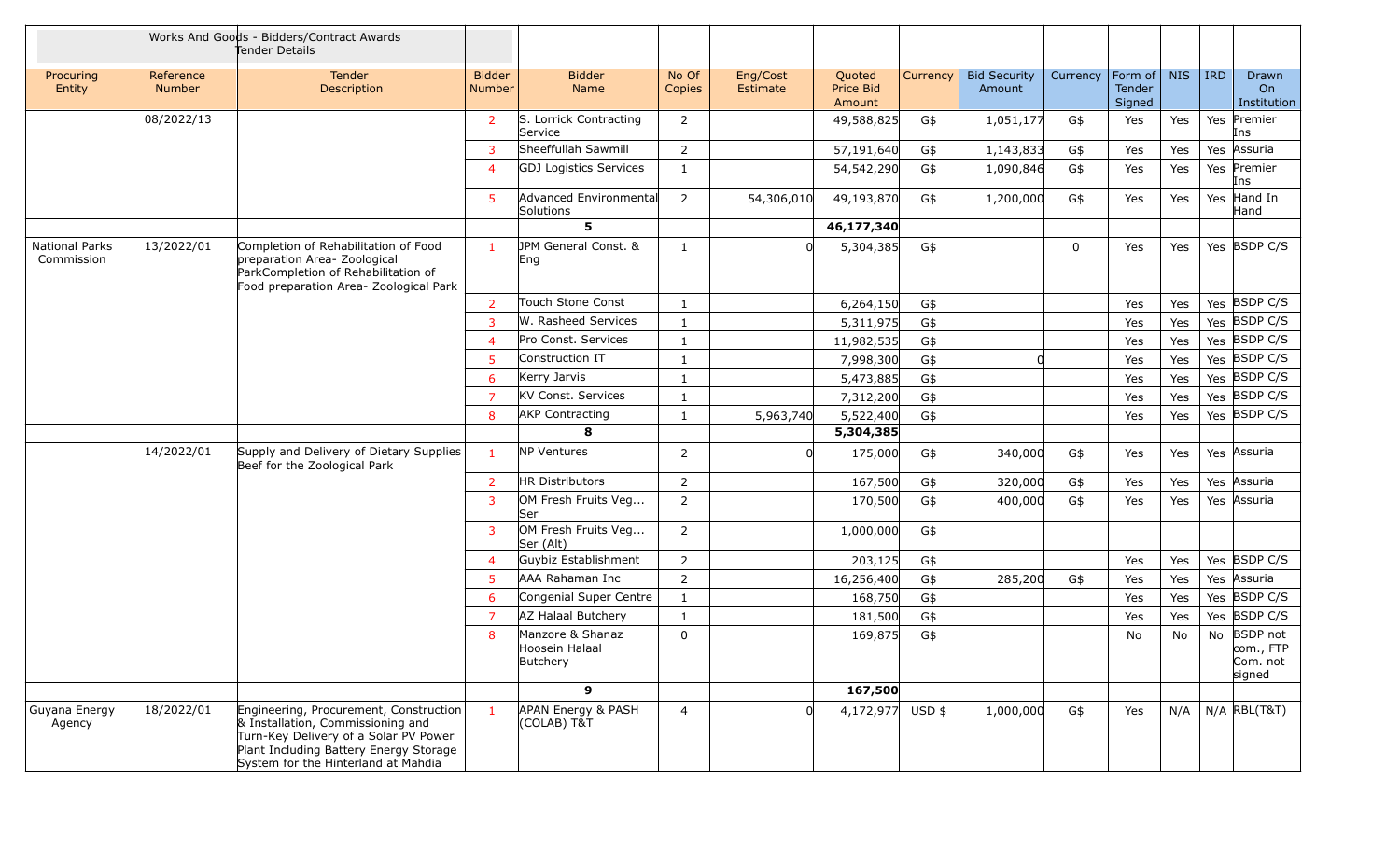| | Works And Goods - Bidders/Contract Awards Tender Details | | | | | | | | | | | | | | |
|---|---|---|---|---|---|---|---|---|---|---|---|---|---|---|---|
| Procuring Entity | Reference Number | Tender Description | Bidder Number | Bidder Name | No Of Copies | Eng/Cost Estimate | Quoted Price Bid Amount | Currency | Bid Security Amount | Currency | Form of Tender Signed | NIS | IRD | Drawn On Institution |
| | 08/2022/13 | | 2 | S. Lorrick Contracting Service | 2 | | 49,588,825 | G$ | 1,051,177 | G$ | Yes | Yes | Yes | Premier Ins |
| | | | 3 | Sheeffullah Sawmill | 2 | | 57,191,640 | G$ | 1,143,833 | G$ | Yes | Yes | Yes | Assuria |
| | | | 4 | GDJ Logistics Services | 1 | | 54,542,290 | G$ | 1,090,846 | G$ | Yes | Yes | Yes | Premier Ins |
| | | | 5 | Advanced Environmental Solutions | 2 | 54,306,010 | 49,193,870 | G$ | 1,200,000 | G$ | Yes | Yes | Yes | Hand In Hand |
| | | | | **5** | | | **46,177,340** | | | | | | | |
| National Parks Commission | 13/2022/01 | Completion of Rehabilitation of Food preparation Area- Zoological ParkCompletion of Rehabilitation of Food preparation Area- Zoological Park | 1 | JPM General Const. & Eng | 1 | 0 | 5,304,385 | G$ | | 0 | Yes | Yes | Yes | BSDP C/S |
| | | | 2 | Touch Stone Const | 1 | | 6,264,150 | G$ | | | Yes | Yes | Yes | BSDP C/S |
| | | | 3 | W. Rasheed Services | 1 | | 5,311,975 | G$ | | | Yes | Yes | Yes | BSDP C/S |
| | | | 4 | Pro Const. Services | 1 | | 11,982,535 | G$ | | | Yes | Yes | Yes | BSDP C/S |
| | | | 5 | Construction IT | 1 | | 7,998,300 | G$ | 0 | | Yes | Yes | Yes | BSDP C/S |
| | | | 6 | Kerry Jarvis | 1 | | 5,473,885 | G$ | | | Yes | Yes | Yes | BSDP C/S |
| | | | 7 | KV Const. Services | 1 | | 7,312,200 | G$ | | | Yes | Yes | Yes | BSDP C/S |
| | | | 8 | AKP Contracting | 1 | 5,963,740 | 5,522,400 | G$ | | | Yes | Yes | Yes | BSDP C/S |
| | | | | **8** | | | **5,304,385** | | | | | | | |
| | 14/2022/01 | Supply and Delivery of Dietary Supplies Beef for the Zoological Park | 1 | NP Ventures | 2 | 0 | 175,000 | G$ | 340,000 | G$ | Yes | Yes | Yes | Assuria |
| | | | 2 | HR Distributors | 2 | | 167,500 | G$ | 320,000 | G$ | Yes | Yes | Yes | Assuria |
| | | | 3 | OM Fresh Fruits Veg... Ser | 2 | | 170,500 | G$ | 400,000 | G$ | Yes | Yes | Yes | Assuria |
| | | | 3 | OM Fresh Fruits Veg... Ser (Alt) | 2 | | 1,000,000 | G$ | | | | | | |
| | | | 4 | Guybiz Establishment | 2 | | 203,125 | G$ | | | Yes | Yes | Yes | BSDP C/S |
| | | | 5 | AAA Rahaman Inc | 2 | | 16,256,400 | G$ | 285,200 | G$ | Yes | Yes | Yes | Assuria |
| | | | 6 | Congenial Super Centre | 1 | | 168,750 | G$ | | | Yes | Yes | Yes | BSDP C/S |
| | | | 7 | AZ Halaal Butchery | 1 | | 181,500 | G$ | | | Yes | Yes | Yes | BSDP C/S |
| | | | 8 | Manzore & Shanaz Hoosein Halaal Butchery | 0 | | 169,875 | G$ | | | No | No | No | BSDP not com., FTP Com. not signed |
| | | | | **9** | | | **167,500** | | | | | | | |
| Guyana Energy Agency | 18/2022/01 | Engineering, Procurement, Construction & Installation, Commissioning and Turn-Key Delivery of a Solar PV Power Plant Including Battery Energy Storage System for the Hinterland at Mahdia | 1 | APAN Energy & PASH (COLAB) T&T | 4 | 0 | 4,172,977 | USD $ | 1,000,000 | G$ | Yes | N/A | N/A | RBL(T&T) |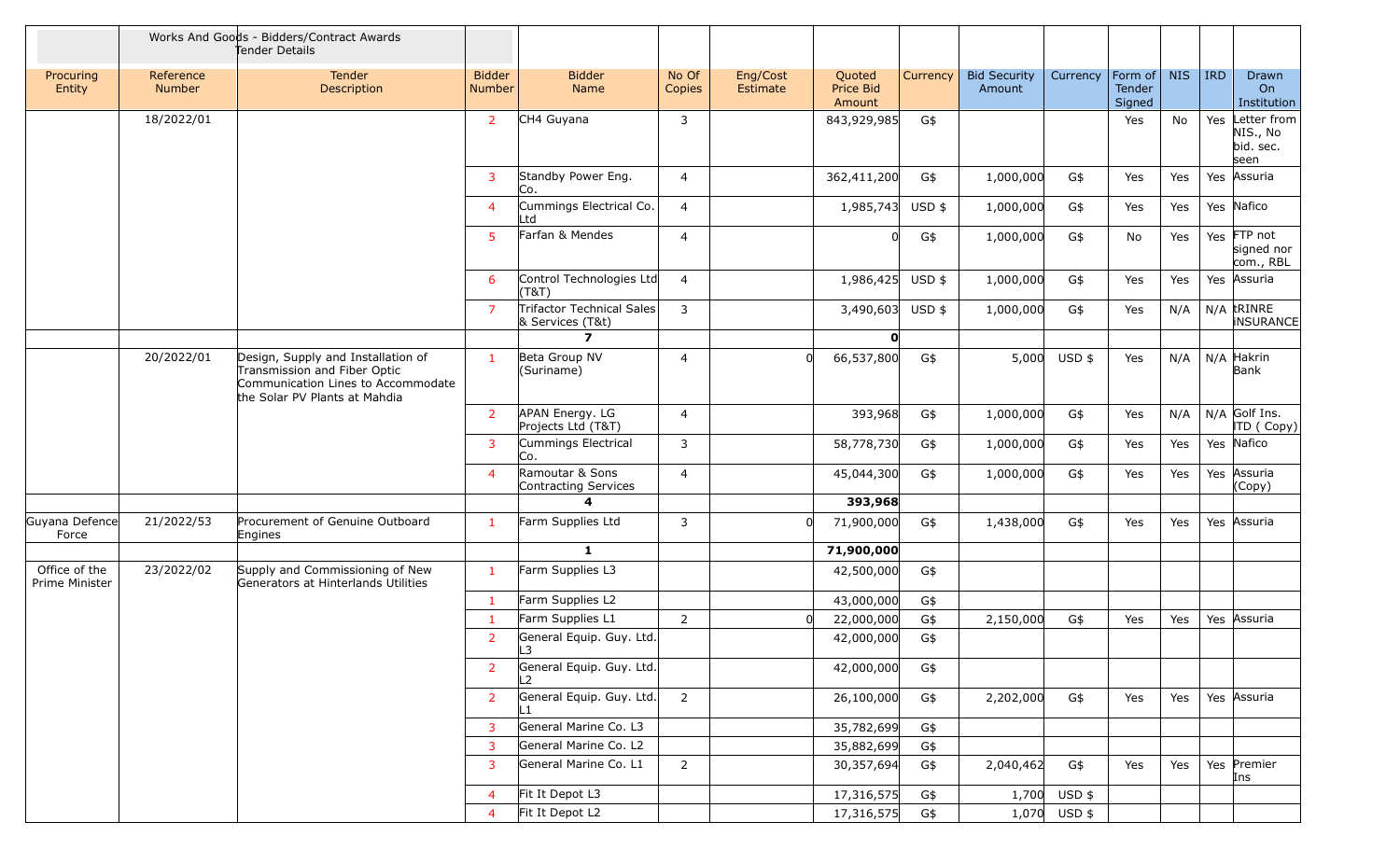| | Works And Goods - Bidders/Contract Awards Tender Details | | | | | | | | | | | | | | |
|---|---|---|---|---|---|---|---|---|---|---|---|---|---|---|---|
| Procuring Entity | Reference Number | Tender Description | Bidder Number | Bidder Name | No Of Copies | Eng/Cost Estimate | Quoted Price Bid Amount | Currency | Bid Security Amount | Currency | Form of Tender Signed | NIS | IRD | Drawn On Institution |
| | 18/2022/01 | | 2 | CH4 Guyana | 3 | | 843,929,985 | G$ | | | Yes | No | Yes | Letter from NIS., No bid. sec. seen |
| | | | 3 | Standby Power Eng. Co. | 4 | | 362,411,200 | G$ | 1,000,000 | G$ | Yes | Yes | Yes | Assuria |
| | | | 4 | Cummings Electrical Co. Ltd | 4 | | 1,985,743 | USD $ | 1,000,000 | G$ | Yes | Yes | Yes | Nafico |
| | | | 5 | Farfan & Mendes | 4 | | 0 | G$ | 1,000,000 | G$ | No | Yes | Yes | FTP not signed nor com., RBL |
| | | | 6 | Control Technologies Ltd (T&T) | 4 | | 1,986,425 | USD $ | 1,000,000 | G$ | Yes | Yes | Yes | Assuria |
| | | | 7 | Trifactor Technical Sales & Services (T&t) | 3 | | 3,490,603 | USD $ | 1,000,000 | G$ | Yes | N/A | N/A | tRINRE iNSURANCE |
| | | | | **7** | | | **0** | | | | | | | |
| | 20/2022/01 | Design, Supply and Installation of Transmission and Fiber Optic Communication Lines to Accommodate the Solar PV Plants at Mahdia | 1 | Beta Group NV (Suriname) | 4 | 0 | 66,537,800 | G$ | 5,000 | USD $ | Yes | N/A | N/A | Hakrin Bank |
| | | | 2 | APAN Energy. LG Projects Ltd (T&T) | 4 | | 393,968 | G$ | 1,000,000 | G$ | Yes | N/A | N/A | Golf Ins. ITD ( Copy) |
| | | | 3 | Cummings Electrical Co. | 3 | | 58,778,730 | G$ | 1,000,000 | G$ | Yes | Yes | Yes | Nafico |
| | | | 4 | Ramoutar & Sons Contracting Services | 4 | | 45,044,300 | G$ | 1,000,000 | G$ | Yes | Yes | Yes | Assuria (Copy) |
| | | | | **4** | | | **393,968** | | | | | | | |
| Guyana Defence Force | 21/2022/53 | Procurement of Genuine Outboard Engines | 1 | Farm Supplies Ltd | 3 | 0 | 71,900,000 | G$ | 1,438,000 | G$ | Yes | Yes | Yes | Assuria |
| | | | | **1** | | | **71,900,000** | | | | | | | |
| Office of the Prime Minister | 23/2022/02 | Supply and Commissioning of New Generators at Hinterlands Utilities | 1 | Farm Supplies L3 | | | 42,500,000 | G$ | | | | | | |
| | | | 1 | Farm Supplies L2 | | | 43,000,000 | G$ | | | | | | |
| | | | 1 | Farm Supplies L1 | 2 | 0 | 22,000,000 | G$ | 2,150,000 | G$ | Yes | Yes | Yes | Assuria |
| | | | 2 | General Equip. Guy. Ltd. L3 | | | 42,000,000 | G$ | | | | | | |
| | | | 2 | General Equip. Guy. Ltd. L2 | | | 42,000,000 | G$ | | | | | | |
| | | | 2 | General Equip. Guy. Ltd. L1 | 2 | | 26,100,000 | G$ | 2,202,000 | G$ | Yes | Yes | Yes | Assuria |
| | | | 3 | General Marine Co. L3 | | | 35,782,699 | G$ | | | | | | |
| | | | 3 | General Marine Co. L2 | | | 35,882,699 | G$ | | | | | | |
| | | | 3 | General Marine Co. L1 | 2 | | 30,357,694 | G$ | 2,040,462 | G$ | Yes | Yes | Yes | Premier Ins |
| | | | 4 | Fit It Depot L3 | | | 17,316,575 | G$ | 1,700 | USD $ | | | | |
| | | | 4 | Fit It Depot L2 | | | 17,316,575 | G$ | 1,070 | USD $ | | | | |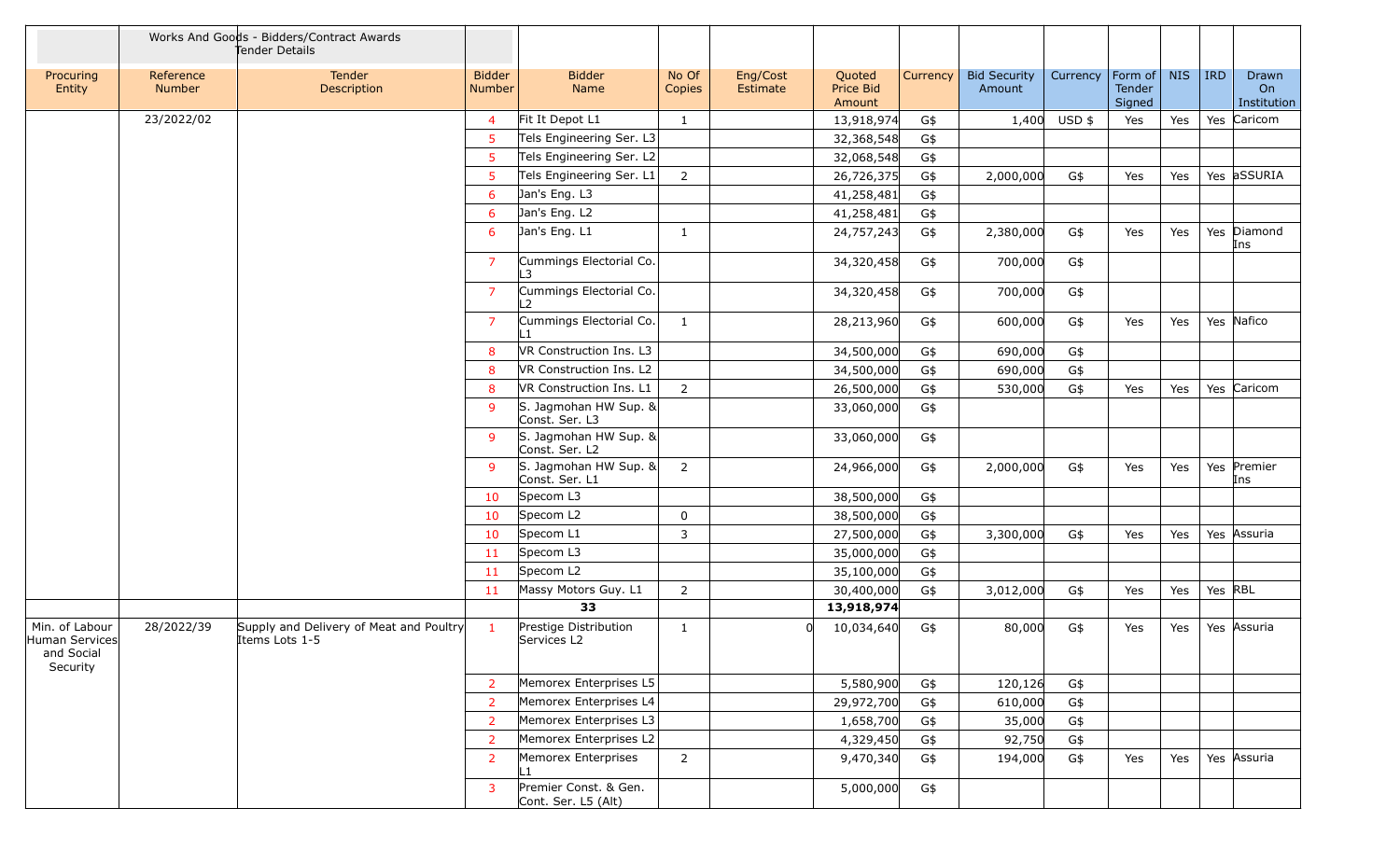| | Works And Goods - Bidders/Contract Awards Tender Details | | | | | | | | | | | | | | |
|---|---|---|---|---|---|---|---|---|---|---|---|---|---|---|---|
| Procuring Entity | Reference Number | Tender Description | Bidder Number | Bidder Name | No Of Copies | Eng/Cost Estimate | Quoted Price Bid Amount | Currency | Bid Security Amount | Currency | Form of Tender Signed | NIS | IRD | Drawn On Institution |
| | 23/2022/02 | | 4 | Fit It Depot L1 | 1 | | 13,918,974 | G$ | 1,400 | USD $ | Yes | Yes | Yes | Caricom |
| | | | 5 | Tels Engineering Ser. L3 | | | 32,368,548 | G$ | | | | | | |
| | | | 5 | Tels Engineering Ser. L2 | | | 32,068,548 | G$ | | | | | | |
| | | | 5 | Tels Engineering Ser. L1 | 2 | | 26,726,375 | G$ | 2,000,000 | G$ | Yes | Yes | Yes | aSSURIA |
| | | | 6 | Jan's Eng. L3 | | | 41,258,481 | G$ | | | | | | |
| | | | 6 | Jan's Eng. L2 | | | 41,258,481 | G$ | | | | | | |
| | | | 6 | Jan's Eng. L1 | 1 | | 24,757,243 | G$ | 2,380,000 | G$ | Yes | Yes | Yes | Diamond Ins |
| | | | 7 | Cummings Electorial Co. L3 | | | 34,320,458 | G$ | 700,000 | G$ | | | | |
| | | | 7 | Cummings Electorial Co. L2 | | | 34,320,458 | G$ | 700,000 | G$ | | | | |
| | | | 7 | Cummings Electorial Co. L1 | 1 | | 28,213,960 | G$ | 600,000 | G$ | Yes | Yes | Yes | Nafico |
| | | | 8 | VR Construction Ins. L3 | | | 34,500,000 | G$ | 690,000 | G$ | | | | |
| | | | 8 | VR Construction Ins. L2 | | | 34,500,000 | G$ | 690,000 | G$ | | | | |
| | | | 8 | VR Construction Ins. L1 | 2 | | 26,500,000 | G$ | 530,000 | G$ | Yes | Yes | Yes | Caricom |
| | | | 9 | S. Jagmohan HW Sup. & Const. Ser. L3 | | | 33,060,000 | G$ | | | | | | |
| | | | 9 | S. Jagmohan HW Sup. & Const. Ser. L2 | | | 33,060,000 | G$ | | | | | | |
| | | | 9 | S. Jagmohan HW Sup. & Const. Ser. L1 | 2 | | 24,966,000 | G$ | 2,000,000 | G$ | Yes | Yes | Yes | Premier Ins |
| | | | 10 | Specom L3 | | | 38,500,000 | G$ | | | | | | |
| | | | 10 | Specom L2 | 0 | | 38,500,000 | G$ | | | | | | |
| | | | 10 | Specom L1 | 3 | | 27,500,000 | G$ | 3,300,000 | G$ | Yes | Yes | Yes | Assuria |
| | | | 11 | Specom L3 | | | 35,000,000 | G$ | | | | | | |
| | | | 11 | Specom L2 | | | 35,100,000 | G$ | | | | | | |
| | | | 11 | Massy Motors Guy. L1 | 2 | | 30,400,000 | G$ | 3,012,000 | G$ | Yes | Yes | Yes | RBL |
| | | | | **33** | | | **13,918,974** | | | | | | | |
| Min. of Labour Human Services and Social Security | 28/2022/39 | Supply and Delivery of Meat and Poultry Items Lots 1-5 | 1 | Prestige Distribution Services L2 | 1 | 0 | 10,034,640 | G$ | 80,000 | G$ | Yes | Yes | Yes | Assuria |
| | | | 2 | Memorex Enterprises L5 | | | 5,580,900 | G$ | 120,126 | G$ | | | | |
| | | | 2 | Memorex Enterprises L4 | | | 29,972,700 | G$ | 610,000 | G$ | | | | |
| | | | 2 | Memorex Enterprises L3 | | | 1,658,700 | G$ | 35,000 | G$ | | | | |
| | | | 2 | Memorex Enterprises L2 | | | 4,329,450 | G$ | 92,750 | G$ | | | | |
| | | | 2 | Memorex Enterprises L1 | 2 | | 9,470,340 | G$ | 194,000 | G$ | Yes | Yes | Yes | Assuria |
| | | | 3 | Premier Const. & Gen. Cont. Ser. L5 (Alt) | | | 5,000,000 | G$ | | | | | | |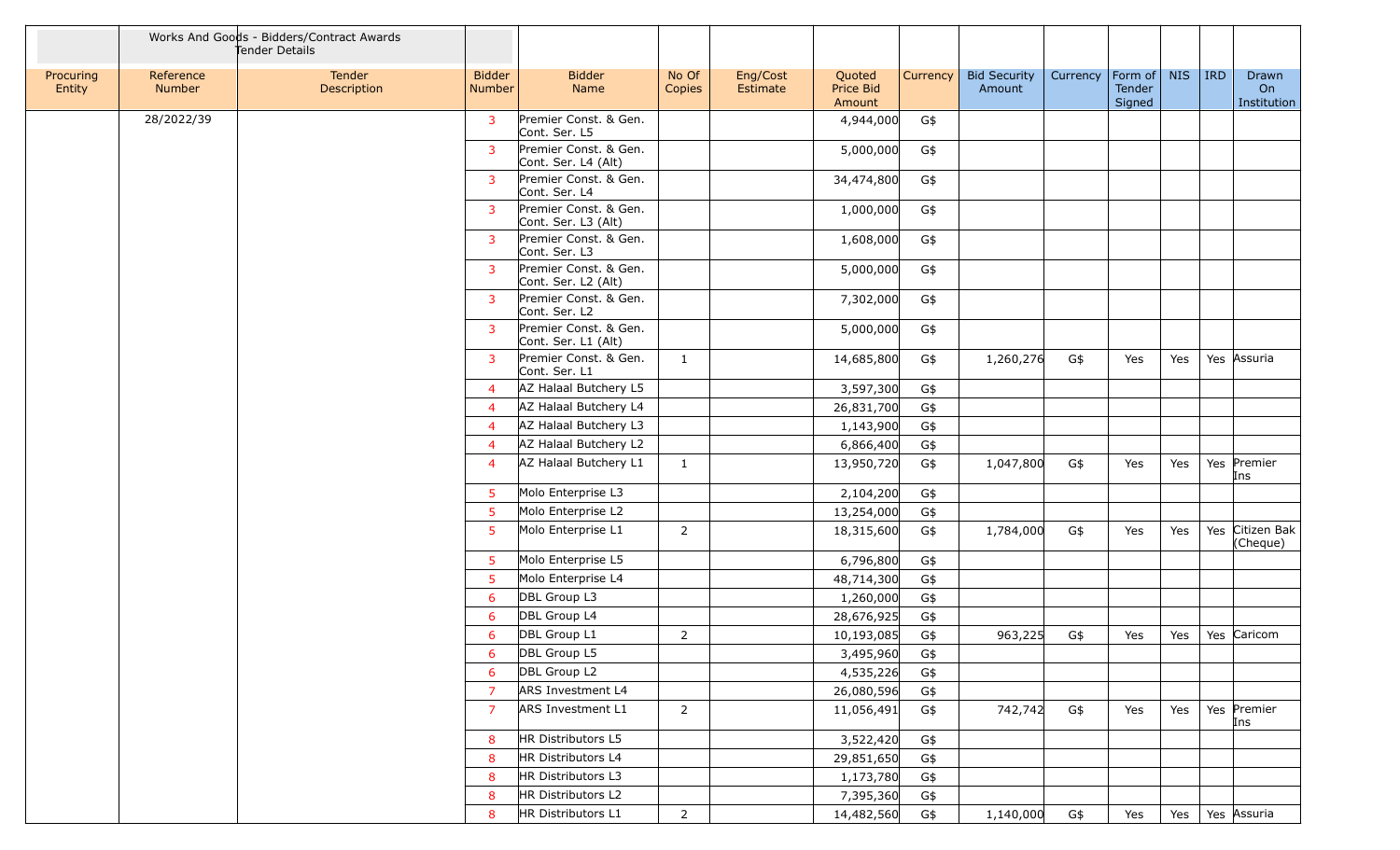| | Works And Goods - Bidders/Contract Awards Tender Details | | | | | | | | | | | | | |
|---|---|---|---|---|---|---|---|---|---|---|---|---|---|---|
| Procuring Entity | Reference Number | Tender Description | Bidder Number | Bidder Name | No Of Copies | Eng/Cost Estimate | Quoted Price Bid Amount | Currency | Bid Security Amount | Currency | Form of Tender Signed | NIS | IRD | Drawn On Institution |
| | 28/2022/39 | | 3 | Premier Const. & Gen. Cont. Ser. L5 | | | 4,944,000 | G$ | | | | | | |
| | | | 3 | Premier Const. & Gen. Cont. Ser. L4 (Alt) | | | 5,000,000 | G$ | | | | | | |
| | | | 3 | Premier Const. & Gen. Cont. Ser. L4 | | | 34,474,800 | G$ | | | | | | |
| | | | 3 | Premier Const. & Gen. Cont. Ser. L3 (Alt) | | | 1,000,000 | G$ | | | | | | |
| | | | 3 | Premier Const. & Gen. Cont. Ser. L3 | | | 1,608,000 | G$ | | | | | | |
| | | | 3 | Premier Const. & Gen. Cont. Ser. L2 (Alt) | | | 5,000,000 | G$ | | | | | | |
| | | | 3 | Premier Const. & Gen. Cont. Ser. L2 | | | 7,302,000 | G$ | | | | | | |
| | | | 3 | Premier Const. & Gen. Cont. Ser. L1 (Alt) | | | 5,000,000 | G$ | | | | | | |
| | | | 3 | Premier Const. & Gen. Cont. Ser. L1 | 1 | | 14,685,800 | G$ | 1,260,276 | G$ | Yes | Yes | Yes | Assuria |
| | | | 4 | AZ Halaal Butchery L5 | | | 3,597,300 | G$ | | | | | | |
| | | | 4 | AZ Halaal Butchery L4 | | | 26,831,700 | G$ | | | | | | |
| | | | 4 | AZ Halaal Butchery L3 | | | 1,143,900 | G$ | | | | | | |
| | | | 4 | AZ Halaal Butchery L2 | | | 6,866,400 | G$ | | | | | | |
| | | | 4 | AZ Halaal Butchery L1 | 1 | | 13,950,720 | G$ | 1,047,800 | G$ | Yes | Yes | Yes | Premier Ins |
| | | | 5 | Molo Enterprise L3 | | | 2,104,200 | G$ | | | | | | |
| | | | 5 | Molo Enterprise L2 | | | 13,254,000 | G$ | | | | | | |
| | | | 5 | Molo Enterprise L1 | 2 | | 18,315,600 | G$ | 1,784,000 | G$ | Yes | Yes | Yes | Citizen Bak (Cheque) |
| | | | 5 | Molo Enterprise L5 | | | 6,796,800 | G$ | | | | | | |
| | | | 5 | Molo Enterprise L4 | | | 48,714,300 | G$ | | | | | | |
| | | | 6 | DBL Group L3 | | | 1,260,000 | G$ | | | | | | |
| | | | 6 | DBL Group L4 | | | 28,676,925 | G$ | | | | | | |
| | | | 6 | DBL Group L1 | 2 | | 10,193,085 | G$ | 963,225 | G$ | Yes | Yes | Yes | Caricom |
| | | | 6 | DBL Group L5 | | | 3,495,960 | G$ | | | | | | |
| | | | 6 | DBL Group L2 | | | 4,535,226 | G$ | | | | | | |
| | | | 7 | ARS Investment L4 | | | 26,080,596 | G$ | | | | | | |
| | | | 7 | ARS Investment L1 | 2 | | 11,056,491 | G$ | 742,742 | G$ | Yes | Yes | Yes | Premier Ins |
| | | | 8 | HR Distributors L5 | | | 3,522,420 | G$ | | | | | | |
| | | | 8 | HR Distributors L4 | | | 29,851,650 | G$ | | | | | | |
| | | | 8 | HR Distributors L3 | | | 1,173,780 | G$ | | | | | | |
| | | | 8 | HR Distributors L2 | | | 7,395,360 | G$ | | | | | | |
| | | | 8 | HR Distributors L1 | 2 | | 14,482,560 | G$ | 1,140,000 | G$ | Yes | Yes | Yes | Assuria |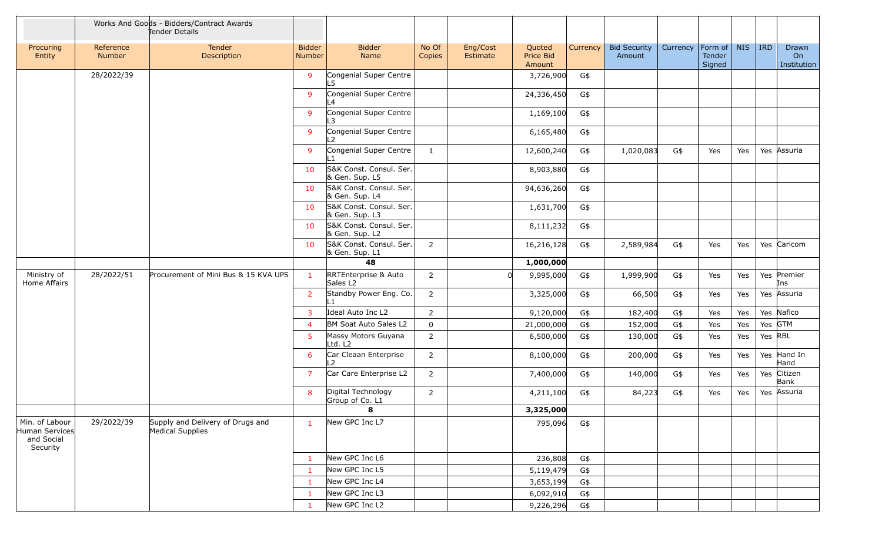| | Works And Goods - Bidders/Contract Awards Tender Details | | | | | | | | | | | | | | |
|---|---|---|---|---|---|---|---|---|---|---|---|---|---|---|---|
| Procuring Entity | Reference Number | Tender Description | Bidder Number | Bidder Name | No Of Copies | Eng/Cost Estimate | Quoted Price Bid Amount | Currency | Bid Security Amount | Currency | Form of Tender Signed | NIS | IRD | Drawn On Institution |
| | 28/2022/39 | | 9 | Congenial Super Centre L5 | | | 3,726,900 | G$ | | | | | | |
| | | | 9 | Congenial Super Centre L4 | | | 24,336,450 | G$ | | | | | | |
| | | | 9 | Congenial Super Centre L3 | | | 1,169,100 | G$ | | | | | | |
| | | | 9 | Congenial Super Centre L2 | | | 6,165,480 | G$ | | | | | | |
| | | | 9 | Congenial Super Centre L1 | 1 | | 12,600,240 | G$ | 1,020,083 | G$ | Yes | Yes | Yes | Assuria |
| | | | 10 | S&K Const. Consul. Ser. & Gen. Sup. L5 | | | 8,903,880 | G$ | | | | | | |
| | | | 10 | S&K Const. Consul. Ser. & Gen. Sup. L4 | | | 94,636,260 | G$ | | | | | | |
| | | | 10 | S&K Const. Consul. Ser. & Gen. Sup. L3 | | | 1,631,700 | G$ | | | | | | |
| | | | 10 | S&K Const. Consul. Ser. & Gen. Sup. L2 | | | 8,111,232 | G$ | | | | | | |
| | | | 10 | S&K Const. Consul. Ser. & Gen. Sup. L1 | 2 | | 16,216,128 | G$ | 2,589,984 | G$ | Yes | Yes | Yes | Caricom |
| | | | | **48** | | | **1,000,000** | | | | | | | |
| Ministry of Home Affairs | 28/2022/51 | Procurement of Mini Bus & 15 KVA UPS | 1 | RRTEnterprise & Auto Sales L2 | 2 | 0 | 9,995,000 | G$ | 1,999,900 | G$ | Yes | Yes | Yes | Premier Ins |
| | | | 2 | Standby Power Eng. Co. L1 | 2 | | 3,325,000 | G$ | 66,500 | G$ | Yes | Yes | Yes | Assuria |
| | | | 3 | Ideal Auto Inc L2 | 2 | | 9,120,000 | G$ | 182,400 | G$ | Yes | Yes | Yes | Nafico |
| | | | 4 | BM Soat Auto Sales L2 | 0 | | 21,000,000 | G$ | 152,000 | G$ | Yes | Yes | Yes | GTM |
| | | | 5 | Massy Motors Guyana Ltd. L2 | 2 | | 6,500,000 | G$ | 130,000 | G$ | Yes | Yes | Yes | RBL |
| | | | 6 | Car Cleaan Enterprise L2 | 2 | | 8,100,000 | G$ | 200,000 | G$ | Yes | Yes | Yes | Hand In Hand |
| | | | 7 | Car Care Enterprise L2 | 2 | | 7,400,000 | G$ | 140,000 | G$ | Yes | Yes | Yes | Citizen Bank |
| | | | 8 | Digital Technology Group of Co. L1 | 2 | | 4,211,100 | G$ | 84,223 | G$ | Yes | Yes | Yes | Assuria |
| | | | | **8** | | | **3,325,000** | | | | | | | |
| Min. of Labour Human Services and Social Security | 29/2022/39 | Supply and Delivery of Drugs and Medical Supplies | 1 | New GPC Inc L7 | | | 795,096 | G$ | | | | | | |
| | | | 1 | New GPC Inc L6 | | | 236,808 | G$ | | | | | | |
| | | | 1 | New GPC Inc L5 | | | 5,119,479 | G$ | | | | | | |
| | | | 1 | New GPC Inc L4 | | | 3,653,199 | G$ | | | | | | |
| | | | 1 | New GPC Inc L3 | | | 6,092,910 | G$ | | | | | | |
| | | | 1 | New GPC Inc L2 | | | 9,226,296 | G$ | | | | | | |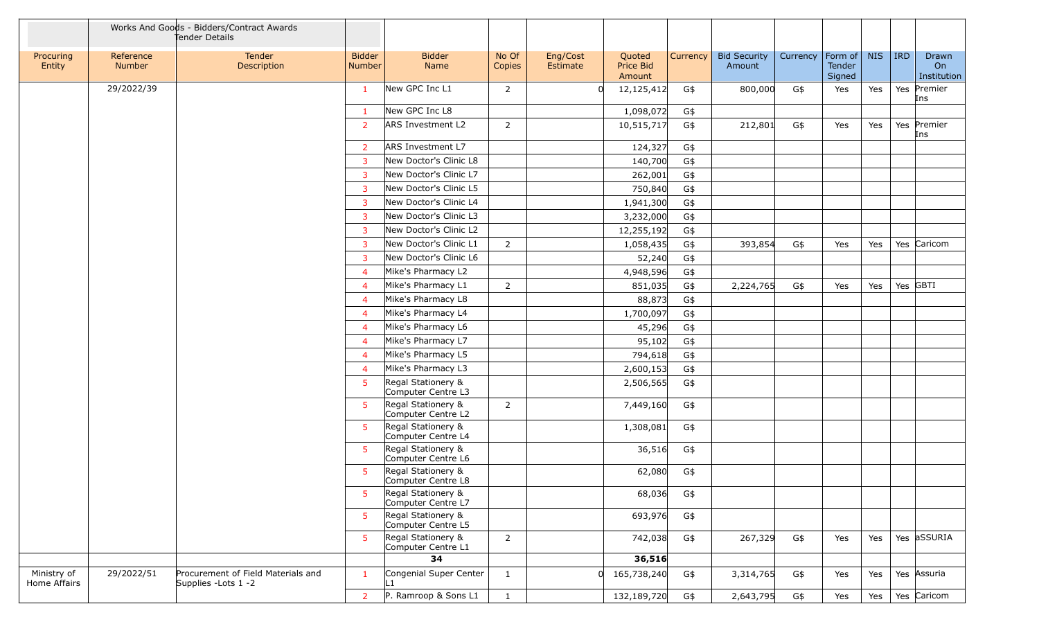| | Works And Goods - Bidders/Contract Awards Tender Details | | | | | | | | | | | | | | |
|---|---|---|---|---|---|---|---|---|---|---|---|---|---|---|---|
| Procuring Entity | Reference Number | Tender Description | Bidder Number | Bidder Name | No Of Copies | Eng/Cost Estimate | Quoted Price Bid Amount | Currency | Bid Security Amount | Currency | Form of Tender Signed | NIS | IRD | Drawn On Institution |
| | 29/2022/39 | | 1 | New GPC Inc L1 | 2 | 0 | 12,125,412 | G$ | 800,000 | G$ | Yes | Yes | Yes | Premier Ins |
| | | | 1 | New GPC Inc L8 | | | 1,098,072 | G$ | | | | | | |
| | | | 2 | ARS Investment L2 | 2 | | 10,515,717 | G$ | 212,801 | G$ | Yes | Yes | Yes | Premier Ins |
| | | | 2 | ARS Investment L7 | | | 124,327 | G$ | | | | | | |
| | | | 3 | New Doctor's Clinic L8 | | | 140,700 | G$ | | | | | | |
| | | | 3 | New Doctor's Clinic L7 | | | 262,001 | G$ | | | | | | |
| | | | 3 | New Doctor's Clinic L5 | | | 750,840 | G$ | | | | | | |
| | | | 3 | New Doctor's Clinic L4 | | | 1,941,300 | G$ | | | | | | |
| | | | 3 | New Doctor's Clinic L3 | | | 3,232,000 | G$ | | | | | | |
| | | | 3 | New Doctor's Clinic L2 | | | 12,255,192 | G$ | | | | | | |
| | | | 3 | New Doctor's Clinic L1 | 2 | | 1,058,435 | G$ | 393,854 | G$ | Yes | Yes | Yes | Caricom |
| | | | 3 | New Doctor's Clinic L6 | | | 52,240 | G$ | | | | | | |
| | | | 4 | Mike's Pharmacy L2 | | | 4,948,596 | G$ | | | | | | |
| | | | 4 | Mike's Pharmacy L1 | 2 | | 851,035 | G$ | 2,224,765 | G$ | Yes | Yes | Yes | GBTI |
| | | | 4 | Mike's Pharmacy L8 | | | 88,873 | G$ | | | | | | |
| | | | 4 | Mike's Pharmacy L4 | | | 1,700,097 | G$ | | | | | | |
| | | | 4 | Mike's Pharmacy L6 | | | 45,296 | G$ | | | | | | |
| | | | 4 | Mike's Pharmacy L7 | | | 95,102 | G$ | | | | | | |
| | | | 4 | Mike's Pharmacy L5 | | | 794,618 | G$ | | | | | | |
| | | | 4 | Mike's Pharmacy L3 | | | 2,600,153 | G$ | | | | | | |
| | | | 5 | Regal Stationery & Computer Centre L3 | | | 2,506,565 | G$ | | | | | | |
| | | | 5 | Regal Stationery & Computer Centre L2 | 2 | | 7,449,160 | G$ | | | | | | |
| | | | 5 | Regal Stationery & Computer Centre L4 | | | 1,308,081 | G$ | | | | | | |
| | | | 5 | Regal Stationery & Computer Centre L6 | | | 36,516 | G$ | | | | | | |
| | | | 5 | Regal Stationery & Computer Centre L8 | | | 62,080 | G$ | | | | | | |
| | | | 5 | Regal Stationery & Computer Centre L7 | | | 68,036 | G$ | | | | | | |
| | | | 5 | Regal Stationery & Computer Centre L5 | | | 693,976 | G$ | | | | | | |
| | | | 5 | Regal Stationery & Computer Centre L1 | 2 | | 742,038 | G$ | 267,329 | G$ | Yes | Yes | Yes | aSSURIA |
| | | | | **34** | | | **36,516** | | | | | | | |
| Ministry of Home Affairs | 29/2022/51 | Procurement of Field Materials and Supplies -Lots 1 -2 | 1 | Congenial Super Center L1 | 1 | 0 | 165,738,240 | G$ | 3,314,765 | G$ | Yes | Yes | Yes | Assuria |
| | | | 2 | P. Ramroop & Sons L1 | 1 | | 132,189,720 | G$ | 2,643,795 | G$ | Yes | Yes | Yes | Caricom |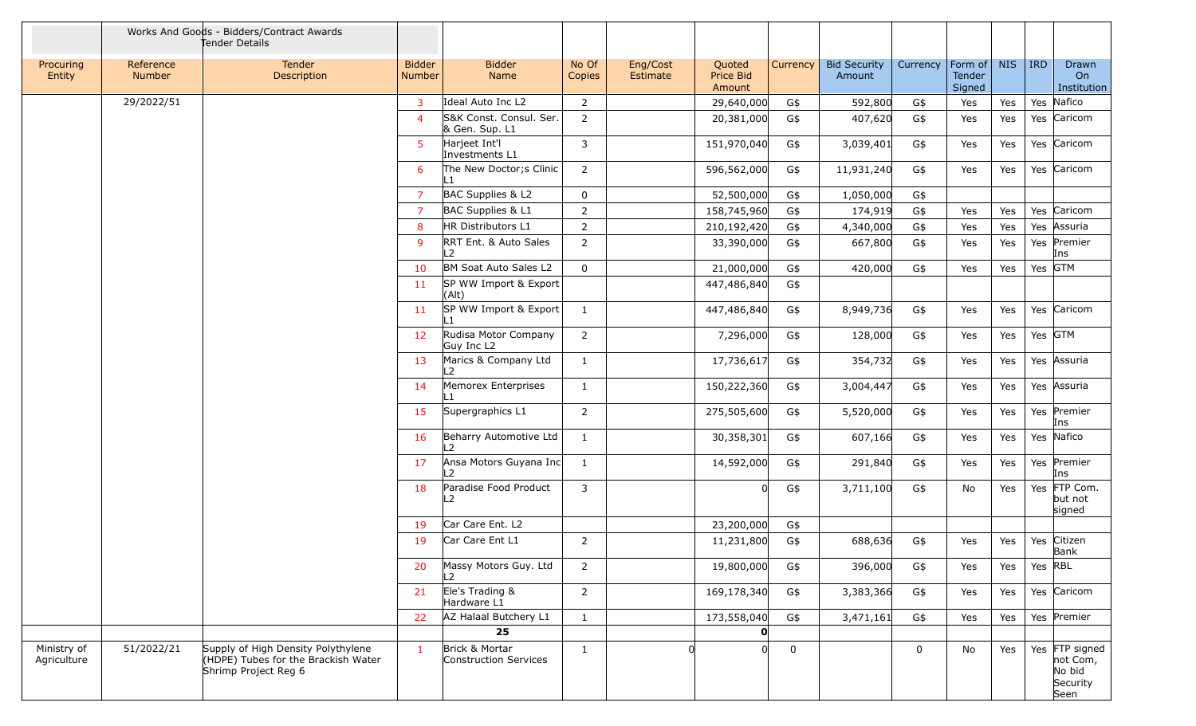| | Works And Goods - Bidders/Contract Awards Tender Details | | | | | | | | | | | | | |
|---|---|---|---|---|---|---|---|---|---|---|---|---|---|---|
| Procuring Entity | Reference Number | Tender Description | Bidder Number | Bidder Name | No Of Copies | Eng/Cost Estimate | Quoted Price Bid Amount | Currency | Bid Security Amount | Currency | Form of Tender Signed | NIS | IRD | Drawn On Institution |
| | 29/2022/51 | | 3 | Ideal Auto Inc L2 | 2 | | 29,640,000 | G$ | 592,800 | G$ | Yes | Yes | Yes | Nafico |
| | | | 4 | S&K Const. Consul. Ser. & Gen. Sup. L1 | 2 | | 20,381,000 | G$ | 407,620 | G$ | Yes | Yes | Yes | Caricom |
| | | | 5 | Harjeet Int'l Investments L1 | 3 | | 151,970,040 | G$ | 3,039,401 | G$ | Yes | Yes | Yes | Caricom |
| | | | 6 | The New Doctor;s Clinic L1 | 2 | | 596,562,000 | G$ | 11,931,240 | G$ | Yes | Yes | Yes | Caricom |
| | | | 7 | BAC Supplies & L2 | 0 | | 52,500,000 | G$ | 1,050,000 | G$ | | | | |
| | | | 7 | BAC Supplies & L1 | 2 | | 158,745,960 | G$ | 174,919 | G$ | Yes | Yes | Yes | Caricom |
| | | | 8 | HR Distributors L1 | 2 | | 210,192,420 | G$ | 4,340,000 | G$ | Yes | Yes | Yes | Assuria |
| | | | 9 | RRT Ent. & Auto Sales L2 | 2 | | 33,390,000 | G$ | 667,800 | G$ | Yes | Yes | Yes | Premier Ins |
| | | | 10 | BM Soat Auto Sales L2 | 0 | | 21,000,000 | G$ | 420,000 | G$ | Yes | Yes | Yes | GTM |
| | | | 11 | SP WW Import & Export (Alt) | | | 447,486,840 | G$ | | | | | | |
| | | | 11 | SP WW Import & Export L1 | 1 | | 447,486,840 | G$ | 8,949,736 | G$ | Yes | Yes | Yes | Caricom |
| | | | 12 | Rudisa Motor Company Guy Inc L2 | 2 | | 7,296,000 | G$ | 128,000 | G$ | Yes | Yes | Yes | GTM |
| | | | 13 | Marics & Company Ltd L2 | 1 | | 17,736,617 | G$ | 354,732 | G$ | Yes | Yes | Yes | Assuria |
| | | | 14 | Memorex Enterprises L1 | 1 | | 150,222,360 | G$ | 3,004,447 | G$ | Yes | Yes | Yes | Assuria |
| | | | 15 | Supergraphics L1 | 2 | | 275,505,600 | G$ | 5,520,000 | G$ | Yes | Yes | Yes | Premier Ins |
| | | | 16 | Beharry Automotive Ltd L2 | 1 | | 30,358,301 | G$ | 607,166 | G$ | Yes | Yes | Yes | Nafico |
| | | | 17 | Ansa Motors Guyana Inc L2 | 1 | | 14,592,000 | G$ | 291,840 | G$ | Yes | Yes | Yes | Premier Ins |
| | | | 18 | Paradise Food Product L2 | 3 | | 0 | G$ | 3,711,100 | G$ | No | Yes | Yes | FTP Com. but not signed |
| | | | 19 | Car Care Ent. L2 | | | 23,200,000 | G$ | | | | | | |
| | | | 19 | Car Care Ent L1 | 2 | | 11,231,800 | G$ | 688,636 | G$ | Yes | Yes | Yes | Citizen Bank |
| | | | 20 | Massy Motors Guy. Ltd L2 | 2 | | 19,800,000 | G$ | 396,000 | G$ | Yes | Yes | Yes | RBL |
| | | | 21 | Ele's Trading & Hardware L1 | 2 | | 169,178,340 | G$ | 3,383,366 | G$ | Yes | Yes | Yes | Caricom |
| | | | 22 | AZ Halaal Butchery L1 | 1 | | 173,558,040 | G$ | 3,471,161 | G$ | Yes | Yes | Yes | Premier |
| | | | | **25** | | | **0** | | | | | | | |
| Ministry of Agriculture | 51/2022/21 | Supply of High Density Polythylene (HDPE) Tubes for the Brackish Water Shrimp Project Reg 6 | 1 | Brick & Mortar Construction Services | 1 | 0 | 0 | 0 | | 0 | No | Yes | Yes | FTP signed not Com, No bid Security Seen |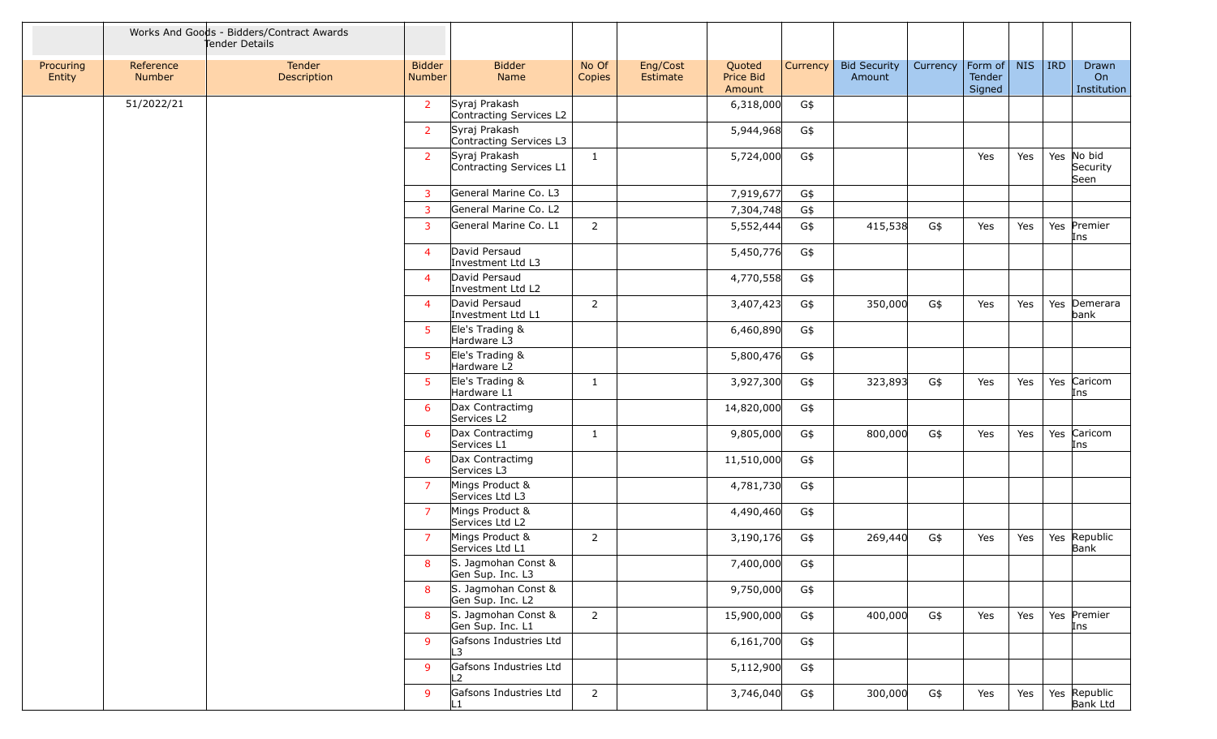| | Works And Goods - Bidders/Contract Awards Tender Details | | | | | | | | | | | | | |
|---|---|---|---|---|---|---|---|---|---|---|---|---|---|---|
| Procuring Entity | Reference Number | Tender Description | Bidder Number | Bidder Name | No Of Copies | Eng/Cost Estimate | Quoted Price Bid Amount | Currency | Bid Security Amount | Currency | Form of Tender Signed | NIS | IRD | Drawn On Institution |
| | 51/2022/21 | | 2 | Syraj Prakash Contracting Services L2 | | | 6,318,000 | G$ | | | | | | |
| | | | 2 | Syraj Prakash Contracting Services L3 | | | 5,944,968 | G$ | | | | | | |
| | | | 2 | Syraj Prakash Contracting Services L1 | 1 | | 5,724,000 | G$ | | | Yes | Yes | Yes | No bid Security Seen |
| | | | 3 | General Marine Co. L3 | | | 7,919,677 | G$ | | | | | | |
| | | | 3 | General Marine Co. L2 | | | 7,304,748 | G$ | | | | | | |
| | | | 3 | General Marine Co. L1 | 2 | | 5,552,444 | G$ | 415,538 | G$ | Yes | Yes | Yes | Premier Ins |
| | | | 4 | David Persaud Investment Ltd L3 | | | 5,450,776 | G$ | | | | | | |
| | | | 4 | David Persaud Investment Ltd L2 | | | 4,770,558 | G$ | | | | | | |
| | | | 4 | David Persaud Investment Ltd L1 | 2 | | 3,407,423 | G$ | 350,000 | G$ | Yes | Yes | Yes | Demerara bank |
| | | | 5 | Ele's Trading & Hardware L3 | | | 6,460,890 | G$ | | | | | | |
| | | | 5 | Ele's Trading & Hardware L2 | | | 5,800,476 | G$ | | | | | | |
| | | | 5 | Ele's Trading & Hardware L1 | 1 | | 3,927,300 | G$ | 323,893 | G$ | Yes | Yes | Yes | Caricom Ins |
| | | | 6 | Dax Contractimg Services L2 | | | 14,820,000 | G$ | | | | | | |
| | | | 6 | Dax Contractimg Services L1 | 1 | | 9,805,000 | G$ | 800,000 | G$ | Yes | Yes | Yes | Caricom Ins |
| | | | 6 | Dax Contractimg Services L3 | | | 11,510,000 | G$ | | | | | | |
| | | | 7 | Mings Product & Services Ltd L3 | | | 4,781,730 | G$ | | | | | | |
| | | | 7 | Mings Product & Services Ltd L2 | | | 4,490,460 | G$ | | | | | | |
| | | | 7 | Mings Product & Services Ltd L1 | 2 | | 3,190,176 | G$ | 269,440 | G$ | Yes | Yes | Yes | Republic Bank |
| | | | 8 | S. Jagmohan Const & Gen Sup. Inc. L3 | | | 7,400,000 | G$ | | | | | | |
| | | | 8 | S. Jagmohan Const & Gen Sup. Inc. L2 | | | 9,750,000 | G$ | | | | | | |
| | | | 8 | S. Jagmohan Const & Gen Sup. Inc. L1 | 2 | | 15,900,000 | G$ | 400,000 | G$ | Yes | Yes | Yes | Premier Ins |
| | | | 9 | Gafsons Industries Ltd L3 | | | 6,161,700 | G$ | | | | | | |
| | | | 9 | Gafsons Industries Ltd L2 | | | 5,112,900 | G$ | | | | | | |
| | | | 9 | Gafsons Industries Ltd L1 | 2 | | 3,746,040 | G$ | 300,000 | G$ | Yes | Yes | Yes | Republic Bank Ltd |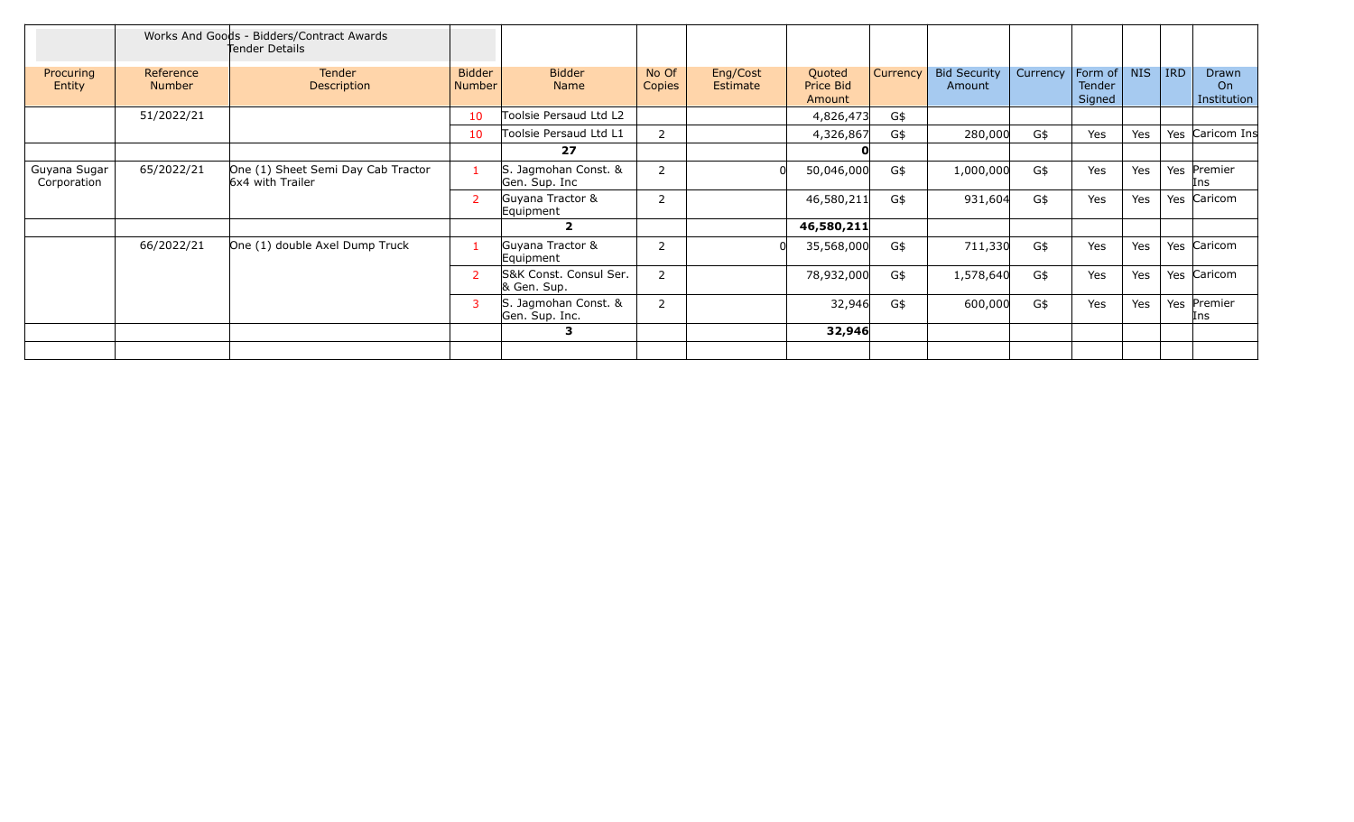| | Works And Goods - Bidders/Contract Awards Tender Details | | | | | | | | | | | | | |
|---|---|---|---|---|---|---|---|---|---|---|---|---|---|---|
| Procuring Entity | Reference Number | Tender Description | Bidder Number | Bidder Name | No Of Copies | Eng/Cost Estimate | Quoted Price Bid Amount | Currency | Bid Security Amount | Currency | Form of Tender Signed | NIS | IRD | Drawn On Institution |
| | 51/2022/21 | | 10 | Toolsie Persaud Ltd L2 | | | 4,826,473 | G$ | | | | | | |
| | | | 10 | Toolsie Persaud Ltd L1 | 2 | | 4,326,867 | G$ | 280,000 | G$ | Yes | Yes | Yes | Caricom Ins |
| | | | | **27** | | | **0** | | | | | | | |
| Guyana Sugar Corporation | 65/2022/21 | One (1) Sheet Semi Day Cab Tractor 6x4 with Trailer | 1 | S. Jagmohan Const. & Gen. Sup. Inc | 2 | 0 | 50,046,000 | G$ | 1,000,000 | G$ | Yes | Yes | Yes | Premier Ins |
| | | | 2 | Guyana Tractor & Equipment | 2 | | 46,580,211 | G$ | 931,604 | G$ | Yes | Yes | Yes | Caricom |
| | | | | **2** | | | **46,580,211** | | | | | | | |
| | 66/2022/21 | One (1) double Axel Dump Truck | 1 | Guyana Tractor & Equipment | 2 | 0 | 35,568,000 | G$ | 711,330 | G$ | Yes | Yes | Yes | Caricom |
| | | | 2 | S&K Const. Consul Ser. & Gen. Sup. | 2 | | 78,932,000 | G$ | 1,578,640 | G$ | Yes | Yes | Yes | Caricom |
| | | | 3 | S. Jagmohan Const. & Gen. Sup. Inc. | 2 | | 32,946 | G$ | 600,000 | G$ | Yes | Yes | Yes | Premier Ins |
| | | | | **3** | | | **32,946** | | | | | | | |
| | | | | | | | | | | | | | | |